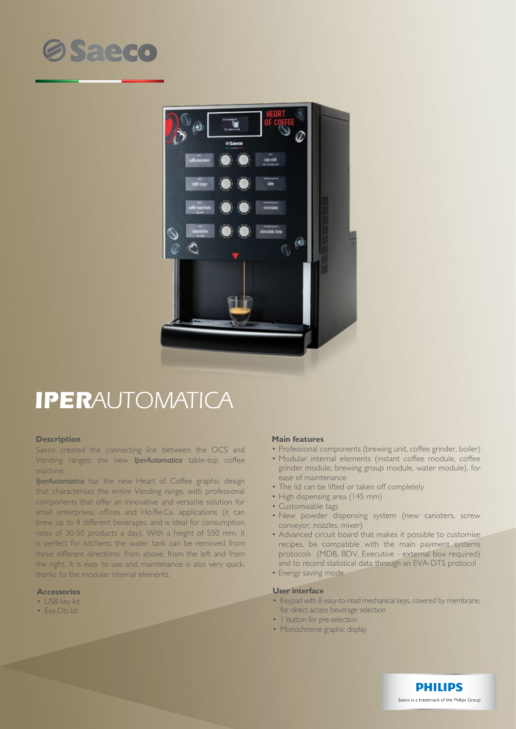# Saeco

# IPERAUTOMATICA

## Description

Saeco created the connecting link between the OCS and Vending ranges: the new ***IperAutomatica*** table-top coffee machine.

***IperAutomatica*** has the new Heart of Coffee graphic design that characterises the entire Vending range, with professional components that offer an innovative and versatile solution for small enterprises, offices and Ho.Re.Ca. applications (it can brew up to 8 different beverages, and is ideal for consumption rates of 30-50 products a day). With a height of 550 mm, it is perfect for kitchens; the water tank can be removed from three different directions: from above, from the left and from the right. It is easy to use and maintenance is also very quick, thanks to the modular internal elements.

## Accessories

- USB key kit
- Eva-Dts kit

## Main features

- Professional components (brewing unit, coffee grinder, boiler)
- Modular internal elements (instant coffee module, coffee grinder module, brewing group module, water module), for ease of maintenance
- The lid can be lifted or taken off completely
- High dispensing area (145 mm)
- Customisable tags
- New powder dispensing system (new canisters, screw conveyor, nozzles, mixer)
- Advanced circuit board that makes it possible to customise recipes, be compatible with the main payment systems protocols (MDB, BDV, Executive - external box required) and to record statistical data through an EVA-DTS protocol
- Energy saving mode

## User interface

- Keypad with 8 easy-to-read mechanical keys, covered by membrane, for direct access beverage selection
- 1 button for pre-selection
- Monochrome graphic display

PHILIPS

Saeco is a trademark of the Philips Group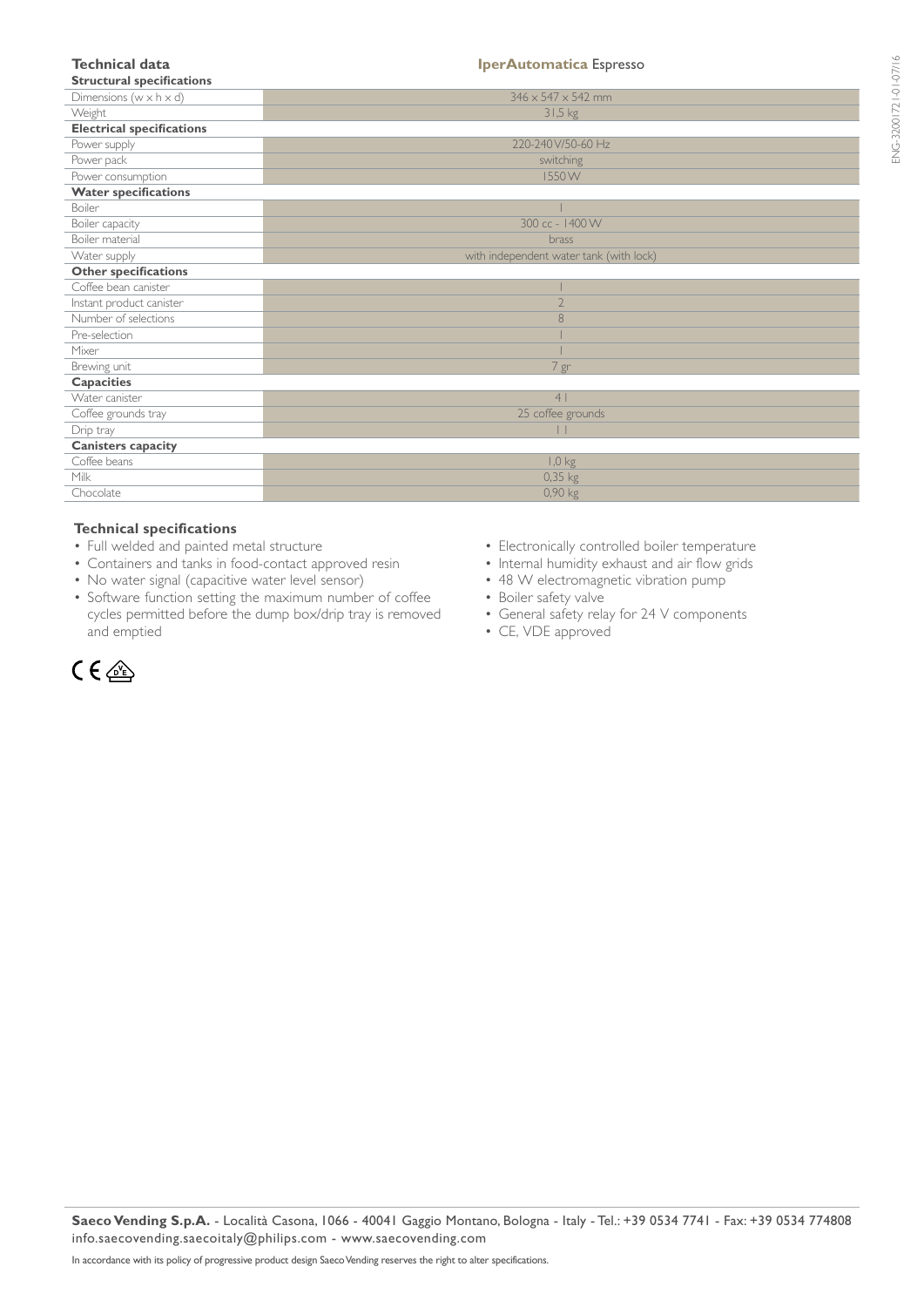| Technical data | IperAutomatica Espresso |
| --- | --- |
| **Structural specifications** | |
| Dimensions (w x h x d) | 346 x 547 x 542 mm |
| Weight | 31,5 kg |
| **Electrical specifications** | |
| Power supply | 220-240 V/50-60 Hz |
| Power pack | switching |
| Power consumption | 1550 W |
| **Water specifications** | |
| Boiler | 1 |
| Boiler capacity | 300 cc - 1400 W |
| Boiler material | brass |
| Water supply | with independent water tank (with lock) |
| **Other specifications** | |
| Coffee bean canister | 1 |
| Instant product canister | 2 |
| Number of selections | 8 |
| Pre-selection | 1 |
| Mixer | 1 |
| Brewing unit | 7 gr |
| **Capacities** | |
| Water canister | 4 l |
| Coffee grounds tray | 25 coffee grounds |
| Drip tray | 1 l |
| **Canisters capacity** | |
| Coffee beans | 1,0 kg |
| Milk | 0,35 kg |
| Chocolate | 0,90 kg |

### Technical specifications

- Full welded and painted metal structure
- Containers and tanks in food-contact approved resin
- No water signal (capacitive water level sensor)
- Software function setting the maximum number of coffee cycles permitted before the dump box/drip tray is removed and emptied
- Electronically controlled boiler temperature
- Internal humidity exhaust and air flow grids
- 48 W electromagnetic vibration pump
- Boiler safety valve
- General safety relay for 24 V components
- CE, VDE approved

**Saeco Vending S.p.A.** - Località Casona, 1066 - 40041 Gaggio Montano, Bologna - Italy - Tel.: +39 0534 7741 - Fax: +39 0534 774808
info.saecovending.saecoitaly@philips.com - www.saecovending.com

In accordance with its policy of progressive product design Saeco Vending reserves the right to alter specifications.

ENG-32001721-01-07/16